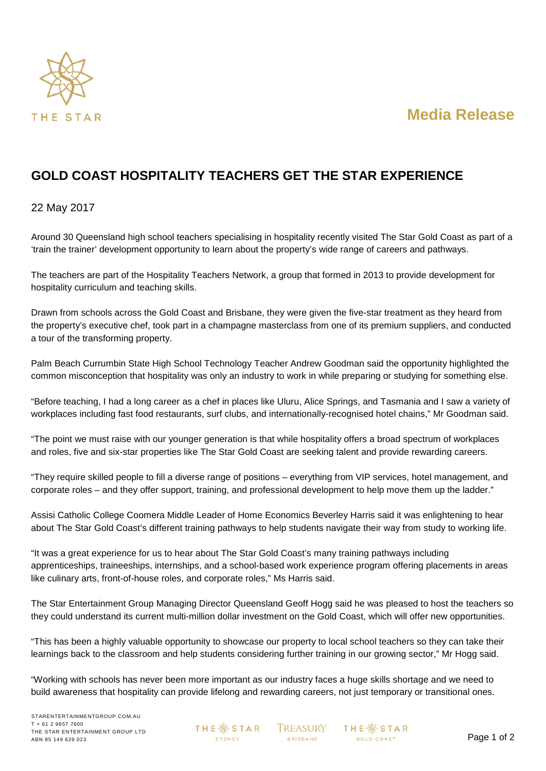# Media Release

## GOLD COAST HOSPITALITY TEACHERS GET THE STAR EXPERIENCE

22 May 2017

Around 30 Queensland high school teachers specialising in hospitality recently visited The Star Gold Coast as part of a 'train the trainer' development opportunity to learn about the property's wide range of careers and pathways.

The teachers are part of the Hospitality Teachers Network, a group that formed in 2013 to provide development for hospitality curriculum and teaching skills.

Drawn from schools across the Gold Coast and Brisbane, they were given the five-star treatment as they heard from the property's executive chef, took part in a champagne masterclass from one of its premium suppliers, and conducted a tour of the transforming property.

Palm Beach Currumbin State High School Technology Teacher Andrew Goodman said the opportunity highlighted the common misconception that hospitality was only an industry to work in while preparing or studying for something else.

"Before teaching, I had a long career as a chef in places like Uluru, Alice Springs, and Tasmania and I saw a variety of workplaces including fast food restaurants, surf clubs, and internationally-recognised hotel chains," Mr Goodman said.

"The point we must raise with our younger generation is that while hospitality offers a broad spectrum of workplaces and roles, five and six-star properties like The Star Gold Coast are seeking talent and provide rewarding careers.

"They require skilled people to fill a diverse range of positions – everything from VIP services, hotel management, and corporate roles – and they offer support, training, and professional development to help move them up the ladder."

Assisi Catholic College Coomera Middle Leader of Home Economics Beverley Harris said it was enlightening to hear about The Star Gold Coast's different training pathways to help students navigate their way from study to working life.

"It was a great experience for us to hear about The Star Gold Coast's many training pathways including apprenticeships, traineeships, internships, and a school-based work experience program offering placements in areas like culinary arts, front-of-house roles, and corporate roles," Ms Harris said.

The Star Entertainment Group Managing Director Queensland Geoff Hogg said he was pleased to host the teachers so they could understand its current multi-million dollar investment on the Gold Coast, which will offer new opportunities.

"This has been a highly valuable opportunity to showcase our property to local school teachers so they can take their learnings back to the classroom and help students considering further training in our growing sector," Mr Hogg said.

"Working with schools has never been more important as our industry faces a huge skills shortage and we need to build awareness that hospitality can provide lifelong and rewarding careers, not just temporary or transitional ones.

STARENTERTAINMENTGROUP.COM.AU
T + 61 2 9657 7600
THE STAR ENTERTAINMENT GROUP LTD
ABN 85 149 629 023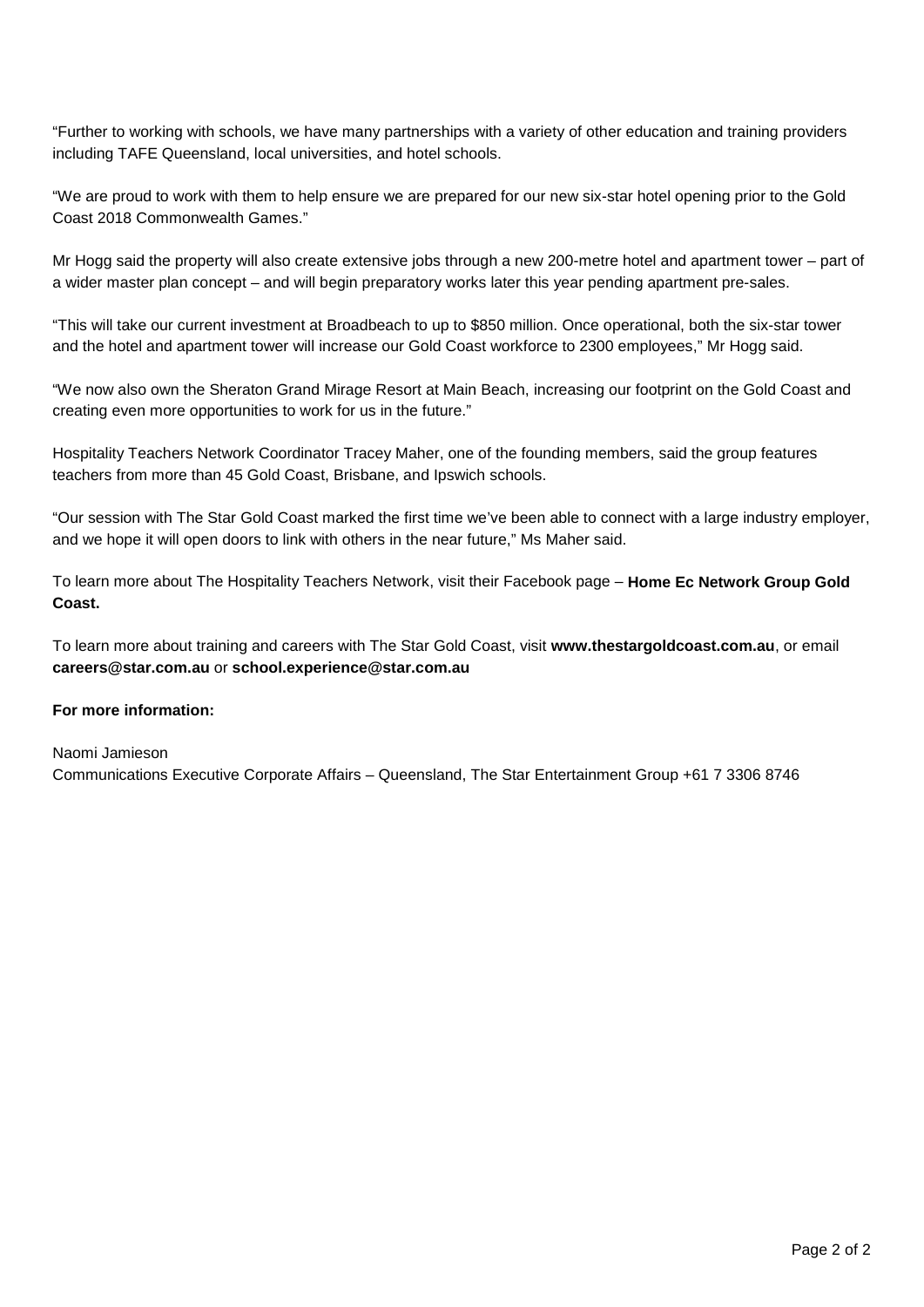"Further to working with schools, we have many partnerships with a variety of other education and training providers including TAFE Queensland, local universities, and hotel schools.

"We are proud to work with them to help ensure we are prepared for our new six-star hotel opening prior to the Gold Coast 2018 Commonwealth Games."

Mr Hogg said the property will also create extensive jobs through a new 200-metre hotel and apartment tower – part of a wider master plan concept – and will begin preparatory works later this year pending apartment pre-sales.

"This will take our current investment at Broadbeach to up to $850 million. Once operational, both the six-star tower and the hotel and apartment tower will increase our Gold Coast workforce to 2300 employees," Mr Hogg said.

"We now also own the Sheraton Grand Mirage Resort at Main Beach, increasing our footprint on the Gold Coast and creating even more opportunities to work for us in the future."

Hospitality Teachers Network Coordinator Tracey Maher, one of the founding members, said the group features teachers from more than 45 Gold Coast, Brisbane, and Ipswich schools.

"Our session with The Star Gold Coast marked the first time we've been able to connect with a large industry employer, and we hope it will open doors to link with others in the near future," Ms Maher said.

To learn more about The Hospitality Teachers Network, visit their Facebook page – **Home Ec Network Group Gold Coast.**

To learn more about training and careers with The Star Gold Coast, visit **www.thestargoldcoast.com.au**, or email **careers@star.com.au** or **school.experience@star.com.au**

**For more information:**

Naomi Jamieson
Communications Executive Corporate Affairs – Queensland, The Star Entertainment Group +61 7 3306 8746